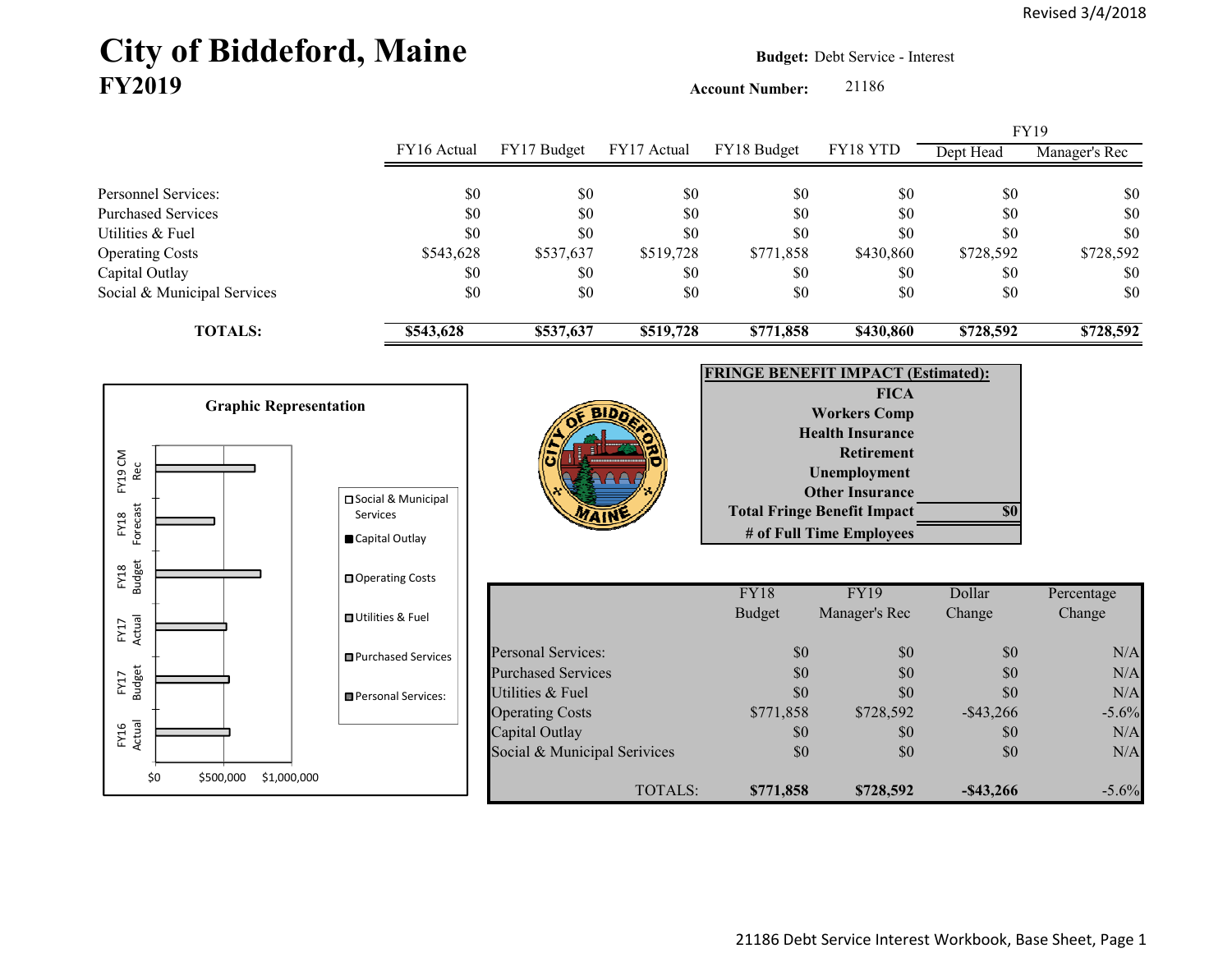Revised 3/4/2018

# City of Biddeford, Maine
## FY2019

**Budget:** Debt Service - Interest

**Account Number:** 21186

| | FY16 Actual | FY17 Budget | FY17 Actual | FY18 Budget | FY18 YTD | FY19 Dept Head | FY19 Manager's Rec |
|---|---|---|---|---|---|---|---|
| Personnel Services: | $0 | $0 | $0 | $0 | $0 | $0 | $0 |
| Purchased Services | $0 | $0 | $0 | $0 | $0 | $0 | $0 |
| Utilities & Fuel | $0 | $0 | $0 | $0 | $0 | $0 | $0 |
| Operating Costs | $543,628 | $537,637 | $519,728 | $771,858 | $430,860 | $728,592 | $728,592 |
| Capital Outlay | $0 | $0 | $0 | $0 | $0 | $0 | $0 |
| Social & Municipal Services | $0 | $0 | $0 | $0 | $0 | $0 | $0 |
| **TOTALS:** | **$543,628** | **$537,637** | **$519,728** | **$771,858** | **$430,860** | **$728,592** | **$728,592** |

**Graphic Representation**

Legend: Social & Municipal Services; Capital Outlay; Operating Costs; Utilities & Fuel; Purchased Services; Personal Services:

Categories: FY16 Actual; FY17 Budget; FY17 Actual; FY18 Budget; FY18 Forecast; FY19 CM Rec

Axis: $0; $500,000; $1,000,000

**FRINGE BENEFIT IMPACT (Estimated):**

| | |
|---|---|
| FICA | |
| Workers Comp | |
| Health Insurance | |
| Retirement | |
| Unemployment | |
| Other Insurance | |
| Total Fringe Benefit Impact | $0 |
| # of Full Time Employees | |

| | FY18 Budget | FY19 Manager's Rec | Dollar Change | Percentage Change |
|---|---|---|---|---|
| Personal Services: | $0 | $0 | $0 | N/A |
| Purchased Services | $0 | $0 | $0 | N/A |
| Utilities & Fuel | $0 | $0 | $0 | N/A |
| Operating Costs | $771,858 | $728,592 | -$43,266 | -5.6% |
| Capital Outlay | $0 | $0 | $0 | N/A |
| Social & Municipal Serivices | $0 | $0 | $0 | N/A |
| TOTALS: | **$771,858** | **$728,592** | **-$43,266** | -5.6% |

21186 Debt Service Interest Workbook, Base Sheet, Page 1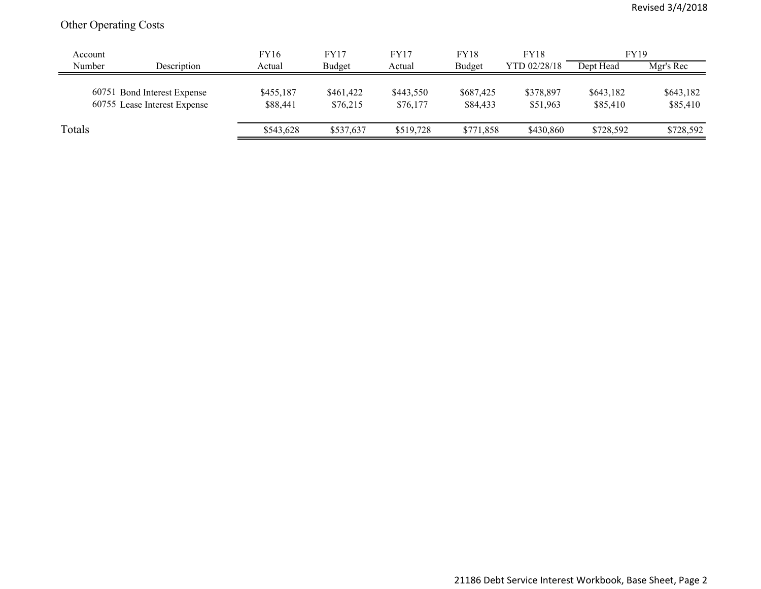Other Operating Costs

| Account Number | Description | FY16 Actual | FY17 Budget | FY17 Actual | FY18 Budget | FY18 YTD 02/28/18 | FY19 | |
|---|---|---|---|---|---|---|---|---|
| | | | | | | | Dept Head | Mgr's Rec |
| 60751 | Bond Interest Expense | $455,187 | $461,422 | $443,550 | $687,425 | $378,897 | $643,182 | $643,182 |
| 60755 | Lease Interest Expense | $88,441 | $76,215 | $76,177 | $84,433 | $51,963 | $85,410 | $85,410 |
| Totals | | $543,628 | $537,637 | $519,728 | $771,858 | $430,860 | $728,592 | $728,592 |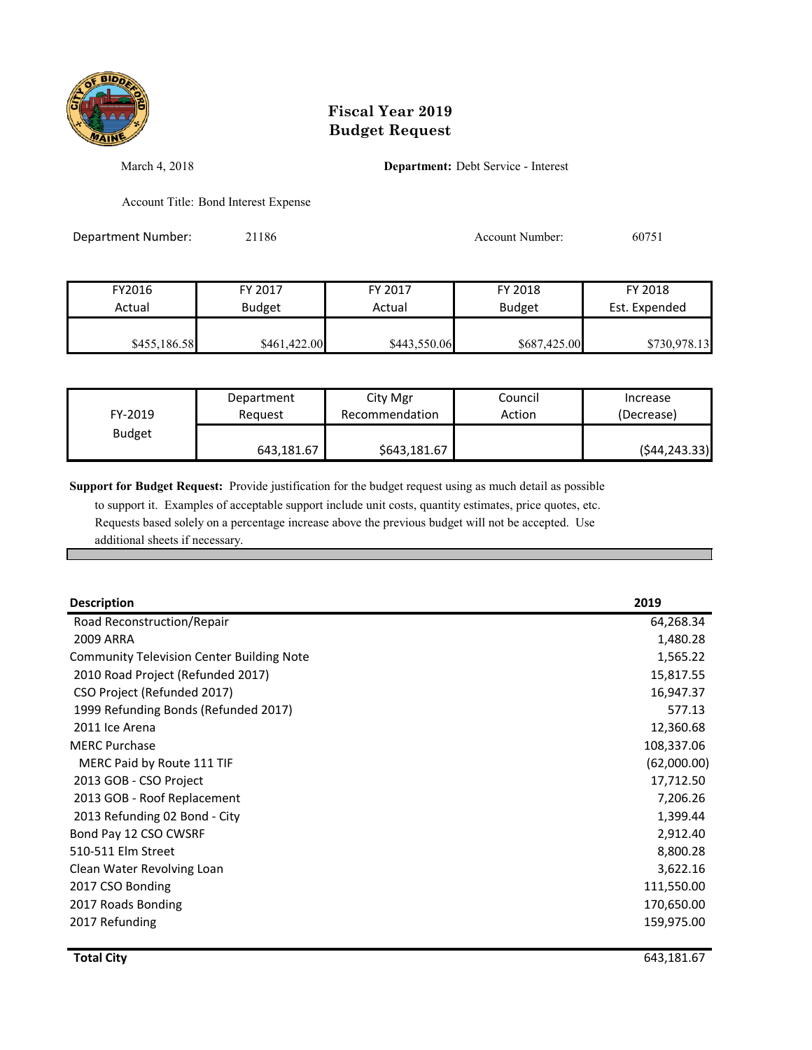# Fiscal Year 2019
# Budget Request

March 4, 2018 **Department:** Debt Service - Interest

Account Title: Bond Interest Expense

Department Number: 21186 Account Number: 60751

| FY2016 Actual | FY 2017 Budget | FY 2017 Actual | FY 2018 Budget | FY 2018 Est. Expended |
|---|---|---|---|---|
| $455,186.58 | $461,422.00 | $443,550.06 | $687,425.00 | $730,978.13 |

| FY-2019 Budget | Department Request | City Mgr Recommendation | Council Action | Increase (Decrease) |
|---|---|---|---|---|
| | 643,181.67 | $643,181.67 | | ($44,243.33) |

**Support for Budget Request:** Provide justification for the budget request using as much detail as possible to support it. Examples of acceptable support include unit costs, quantity estimates, price quotes, etc. Requests based solely on a percentage increase above the previous budget will not be accepted. Use additional sheets if necessary.

| Description | 2019 |
|---|---|
| Road Reconstruction/Repair | 64,268.34 |
| 2009 ARRA | 1,480.28 |
| Community Television Center Building Note | 1,565.22 |
| 2010 Road Project (Refunded 2017) | 15,817.55 |
| CSO Project (Refunded 2017) | 16,947.37 |
| 1999 Refunding Bonds (Refunded 2017) | 577.13 |
| 2011 Ice Arena | 12,360.68 |
| MERC Purchase | 108,337.06 |
| MERC Paid by Route 111 TIF | (62,000.00) |
| 2013 GOB - CSO Project | 17,712.50 |
| 2013 GOB - Roof Replacement | 7,206.26 |
| 2013 Refunding 02 Bond - City | 1,399.44 |
| Bond Pay 12 CSO CWSRF | 2,912.40 |
| 510-511 Elm Street | 8,800.28 |
| Clean Water Revolving Loan | 3,622.16 |
| 2017 CSO Bonding | 111,550.00 |
| 2017 Roads Bonding | 170,650.00 |
| 2017 Refunding | 159,975.00 |
| **Total City** | 643,181.67 |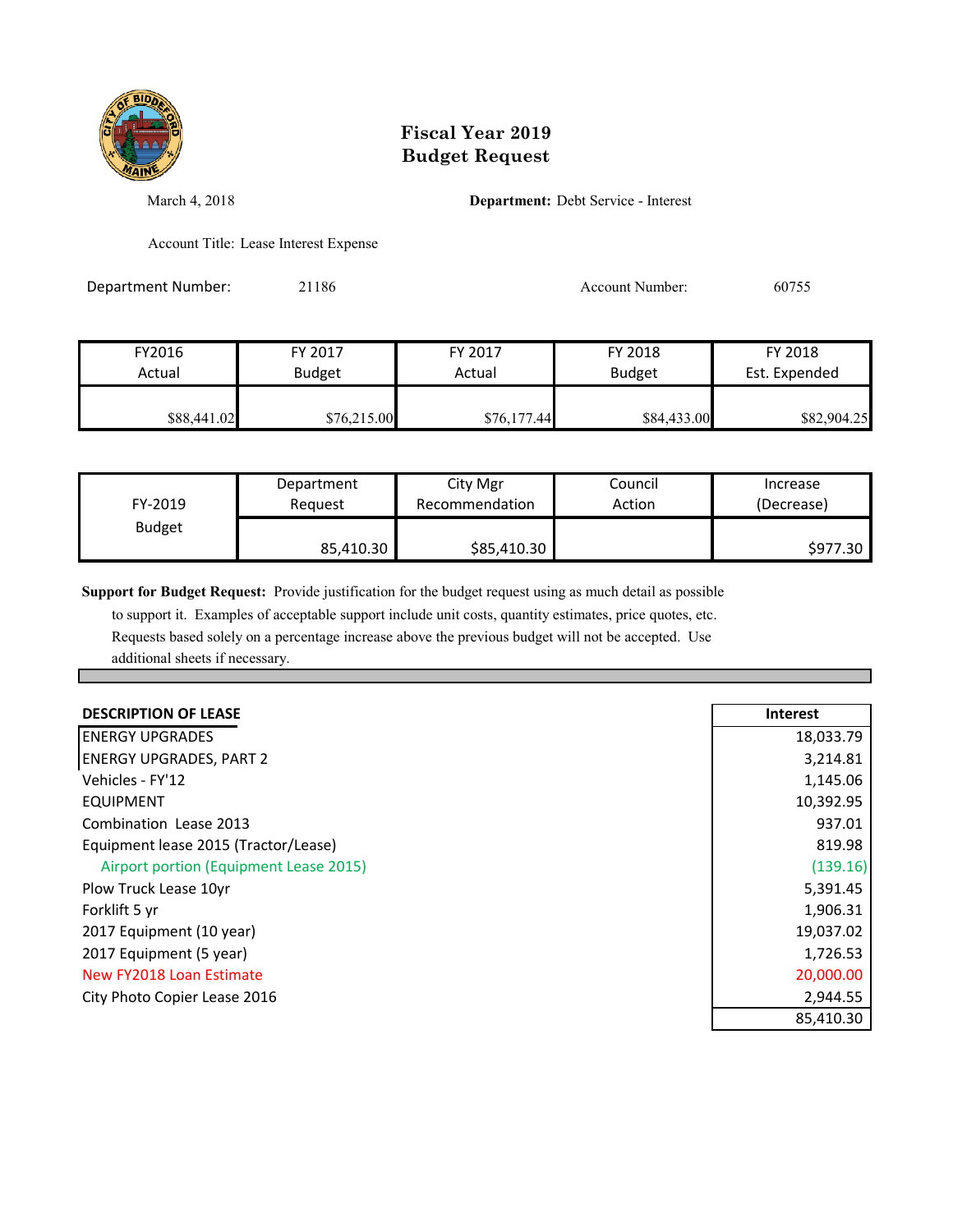# Fiscal Year 2019
# Budget Request

March 4, 2018

**Department:** Debt Service - Interest

Account Title: Lease Interest Expense

Department Number: 21186

Account Number: 60755

| FY2016 Actual | FY 2017 Budget | FY 2017 Actual | FY 2018 Budget | FY 2018 Est. Expended |
|---|---|---|---|---|
| $88,441.02 | $76,215.00 | $76,177.44 | $84,433.00 | $82,904.25 |

| FY-2019 Budget | Department Request | City Mgr Recommendation | Council Action | Increase (Decrease) |
|---|---|---|---|---|
| | 85,410.30 | $85,410.30 | | $977.30 |

**Support for Budget Request:** Provide justification for the budget request using as much detail as possible to support it. Examples of acceptable support include unit costs, quantity estimates, price quotes, etc. Requests based solely on a percentage increase above the previous budget will not be accepted. Use additional sheets if necessary.

| DESCRIPTION OF LEASE | Interest |
|---|---|
| ENERGY UPGRADES | 18,033.79 |
| ENERGY UPGRADES, PART 2 | 3,214.81 |
| Vehicles - FY'12 | 1,145.06 |
| EQUIPMENT | 10,392.95 |
| Combination Lease 2013 | 937.01 |
| Equipment lease 2015 (Tractor/Lease) | 819.98 |
| Airport portion (Equipment Lease 2015) | (139.16) |
| Plow Truck Lease 10yr | 5,391.45 |
| Forklift 5 yr | 1,906.31 |
| 2017 Equipment (10 year) | 19,037.02 |
| 2017 Equipment (5 year) | 1,726.53 |
| New FY2018 Loan Estimate | 20,000.00 |
| City Photo Copier Lease 2016 | 2,944.55 |
| | 85,410.30 |